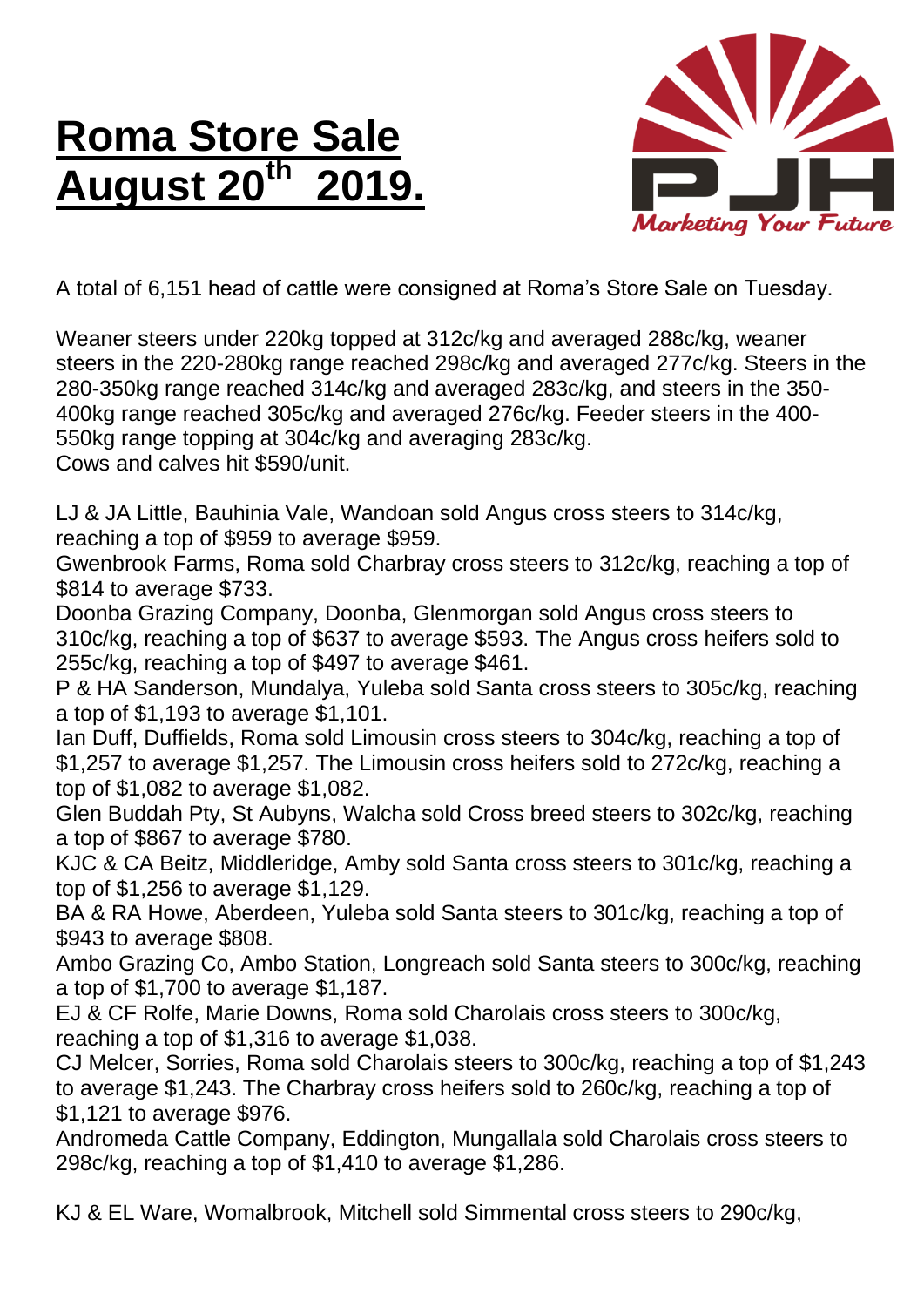# Roma Store Sale August 20th 2019.

A total of 6,151 head of cattle were consigned at Roma's Store Sale on Tuesday.

Weaner steers under 220kg topped at 312c/kg and averaged 288c/kg, weaner steers in the 220-280kg range reached 298c/kg and averaged 277c/kg. Steers in the 280-350kg range reached 314c/kg and averaged 283c/kg, and steers in the 350-400kg range reached 305c/kg and averaged 276c/kg. Feeder steers in the 400-550kg range topping at 304c/kg and averaging 283c/kg.
Cows and calves hit $590/unit.

LJ & JA Little, Bauhinia Vale, Wandoan sold Angus cross steers to 314c/kg, reaching a top of $959 to average $959.
Gwenbrook Farms, Roma sold Charbray cross steers to 312c/kg, reaching a top of $814 to average $733.
Doonba Grazing Company, Doonba, Glenmorgan sold Angus cross steers to 310c/kg, reaching a top of $637 to average $593. The Angus cross heifers sold to 255c/kg, reaching a top of $497 to average $461.
P & HA Sanderson, Mundalya, Yuleba sold Santa cross steers to 305c/kg, reaching a top of $1,193 to average $1,101.
Ian Duff, Duffields, Roma sold Limousin cross steers to 304c/kg, reaching a top of $1,257 to average $1,257. The Limousin cross heifers sold to 272c/kg, reaching a top of $1,082 to average $1,082.
Glen Buddah Pty, St Aubyns, Walcha sold Cross breed steers to 302c/kg, reaching a top of $867 to average $780.
KJC & CA Beitz, Middleridge, Amby sold Santa cross steers to 301c/kg, reaching a top of $1,256 to average $1,129.
BA & RA Howe, Aberdeen, Yuleba sold Santa steers to 301c/kg, reaching a top of $943 to average $808.
Ambo Grazing Co, Ambo Station, Longreach sold Santa steers to 300c/kg, reaching a top of $1,700 to average $1,187.
EJ & CF Rolfe, Marie Downs, Roma sold Charolais cross steers to 300c/kg, reaching a top of $1,316 to average $1,038.
CJ Melcer, Sorries, Roma sold Charolais steers to 300c/kg, reaching a top of $1,243 to average $1,243. The Charbray cross heifers sold to 260c/kg, reaching a top of $1,121 to average $976.
Andromeda Cattle Company, Eddington, Mungallala sold Charolais cross steers to 298c/kg, reaching a top of $1,410 to average $1,286.

KJ & EL Ware, Womalbrook, Mitchell sold Simmental cross steers to 290c/kg,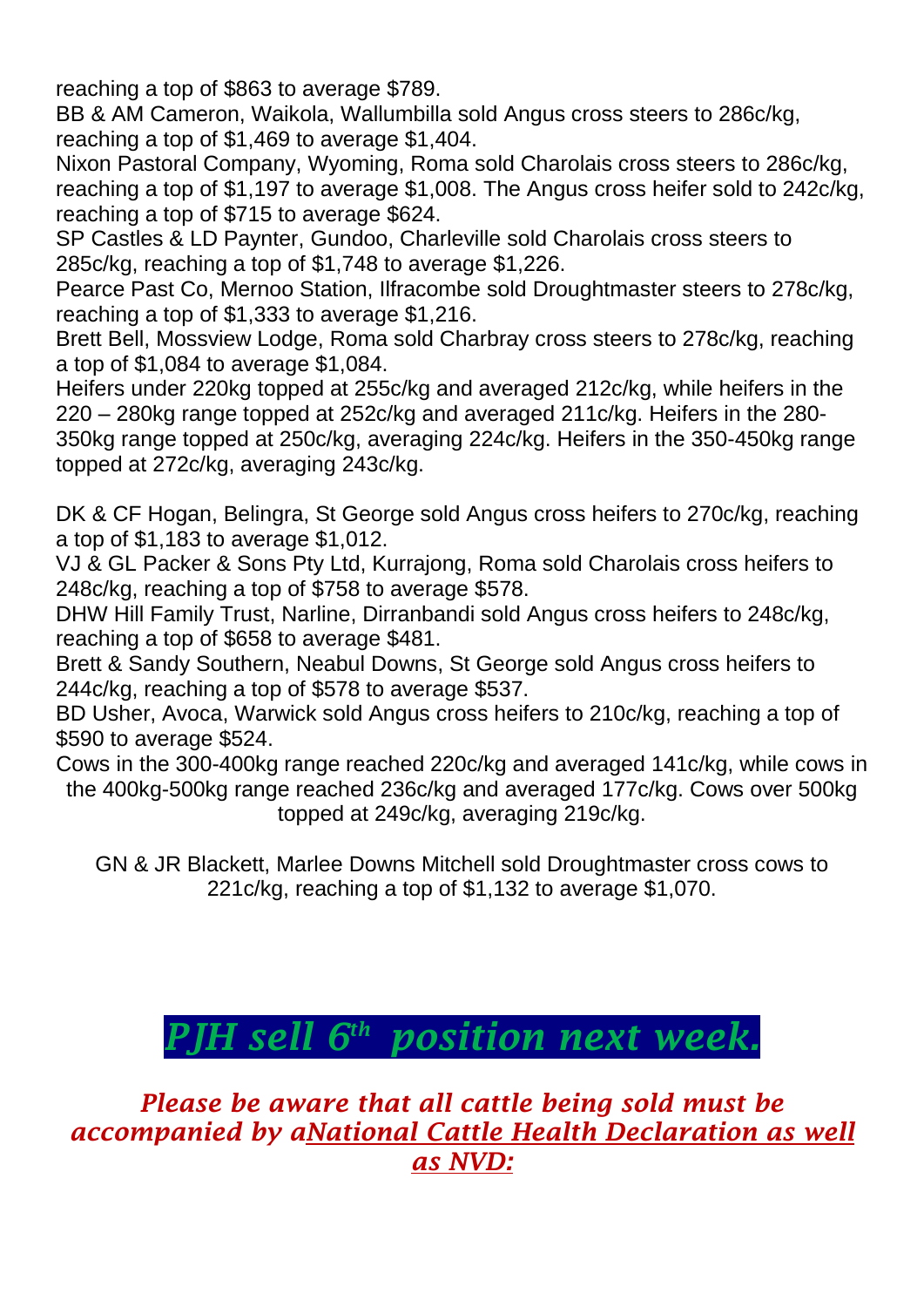reaching a top of $863 to average $789.

BB & AM Cameron, Waikola, Wallumbilla sold Angus cross steers to 286c/kg, reaching a top of $1,469 to average $1,404.

Nixon Pastoral Company, Wyoming, Roma sold Charolais cross steers to 286c/kg, reaching a top of $1,197 to average $1,008. The Angus cross heifer sold to 242c/kg, reaching a top of $715 to average $624.

SP Castles & LD Paynter, Gundoo, Charleville sold Charolais cross steers to 285c/kg, reaching a top of $1,748 to average $1,226.

Pearce Past Co, Mernoo Station, Ilfracombe sold Droughtmaster steers to 278c/kg, reaching a top of $1,333 to average $1,216.

Brett Bell, Mossview Lodge, Roma sold Charbray cross steers to 278c/kg, reaching a top of $1,084 to average $1,084.

Heifers under 220kg topped at 255c/kg and averaged 212c/kg, while heifers in the 220 – 280kg range topped at 252c/kg and averaged 211c/kg. Heifers in the 280-350kg range topped at 250c/kg, averaging 224c/kg. Heifers in the 350-450kg range topped at 272c/kg, averaging 243c/kg.

DK & CF Hogan, Belingra, St George sold Angus cross heifers to 270c/kg, reaching a top of $1,183 to average $1,012.

VJ & GL Packer & Sons Pty Ltd, Kurrajong, Roma sold Charolais cross heifers to 248c/kg, reaching a top of $758 to average $578.

DHW Hill Family Trust, Narline, Dirranbandi sold Angus cross heifers to 248c/kg, reaching a top of $658 to average $481.

Brett & Sandy Southern, Neabul Downs, St George sold Angus cross heifers to 244c/kg, reaching a top of $578 to average $537.

BD Usher, Avoca, Warwick sold Angus cross heifers to 210c/kg, reaching a top of $590 to average $524.

Cows in the 300-400kg range reached 220c/kg and averaged 141c/kg, while cows in the 400kg-500kg range reached 236c/kg and averaged 177c/kg. Cows over 500kg topped at 249c/kg, averaging 219c/kg.

GN & JR Blackett, Marlee Downs Mitchell sold Droughtmaster cross cows to 221c/kg, reaching a top of $1,132 to average $1,070.

## *PJH sell 6th position next week.*

***Please be aware that all cattle being sold must be accompanied by a National Cattle Health Declaration as well as NVD:***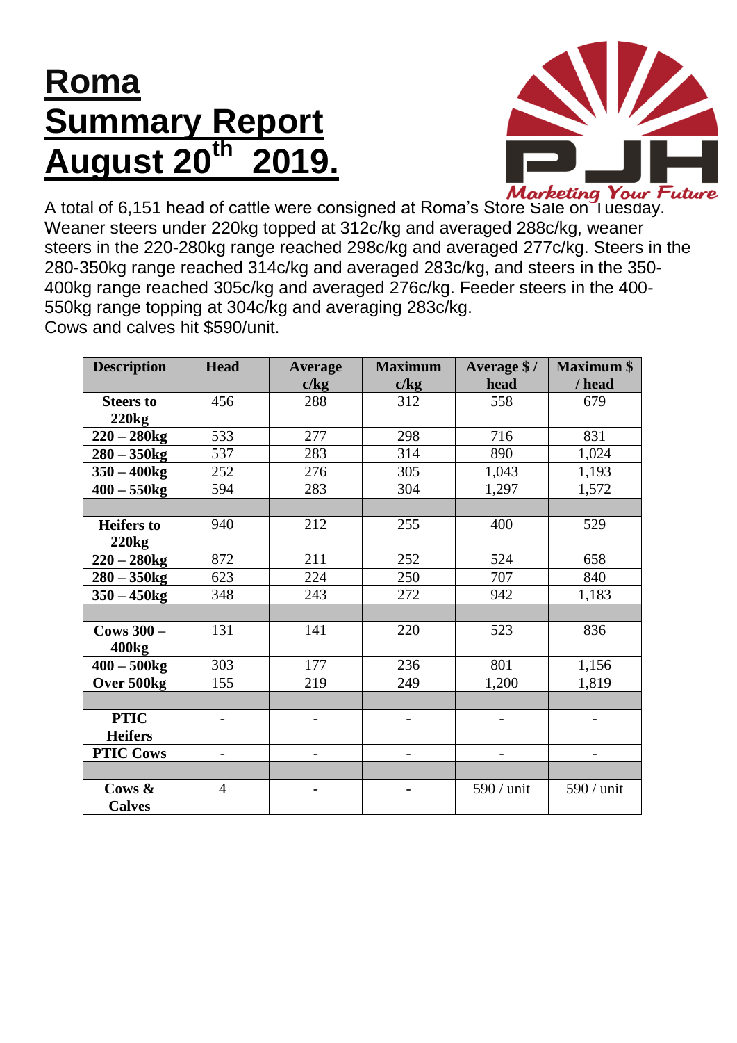# Roma Summary Report August 20th 2019.

PJH

*Marketing Your Future*

A total of 6,151 head of cattle were consigned at Roma's Store Sale on Tuesday. Weaner steers under 220kg topped at 312c/kg and averaged 288c/kg, weaner steers in the 220-280kg range reached 298c/kg and averaged 277c/kg. Steers in the 280-350kg range reached 314c/kg and averaged 283c/kg, and steers in the 350-400kg range reached 305c/kg and averaged 276c/kg. Feeder steers in the 400-550kg range topping at 304c/kg and averaging 283c/kg.
Cows and calves hit $590/unit.

| Description | Head | Average c/kg | Maximum c/kg | Average $ / head | Maximum $ / head |
|---|---|---|---|---|---|
| **Steers to 220kg** | 456 | 288 | 312 | 558 | 679 |
| **220 – 280kg** | 533 | 277 | 298 | 716 | 831 |
| **280 – 350kg** | 537 | 283 | 314 | 890 | 1,024 |
| **350 – 400kg** | 252 | 276 | 305 | 1,043 | 1,193 |
| **400 – 550kg** | 594 | 283 | 304 | 1,297 | 1,572 |
| | | | | | |
| **Heifers to 220kg** | 940 | 212 | 255 | 400 | 529 |
| **220 – 280kg** | 872 | 211 | 252 | 524 | 658 |
| **280 – 350kg** | 623 | 224 | 250 | 707 | 840 |
| **350 – 450kg** | 348 | 243 | 272 | 942 | 1,183 |
| | | | | | |
| **Cows 300 – 400kg** | 131 | 141 | 220 | 523 | 836 |
| **400 – 500kg** | 303 | 177 | 236 | 801 | 1,156 |
| **Over 500kg** | 155 | 219 | 249 | 1,200 | 1,819 |
| | | | | | |
| **PTIC Heifers** | - | - | - | - | - |
| **PTIC Cows** | - | - | - | - | - |
| | | | | | |
| **Cows & Calves** | 4 | - | - | 590 / unit | 590 / unit |